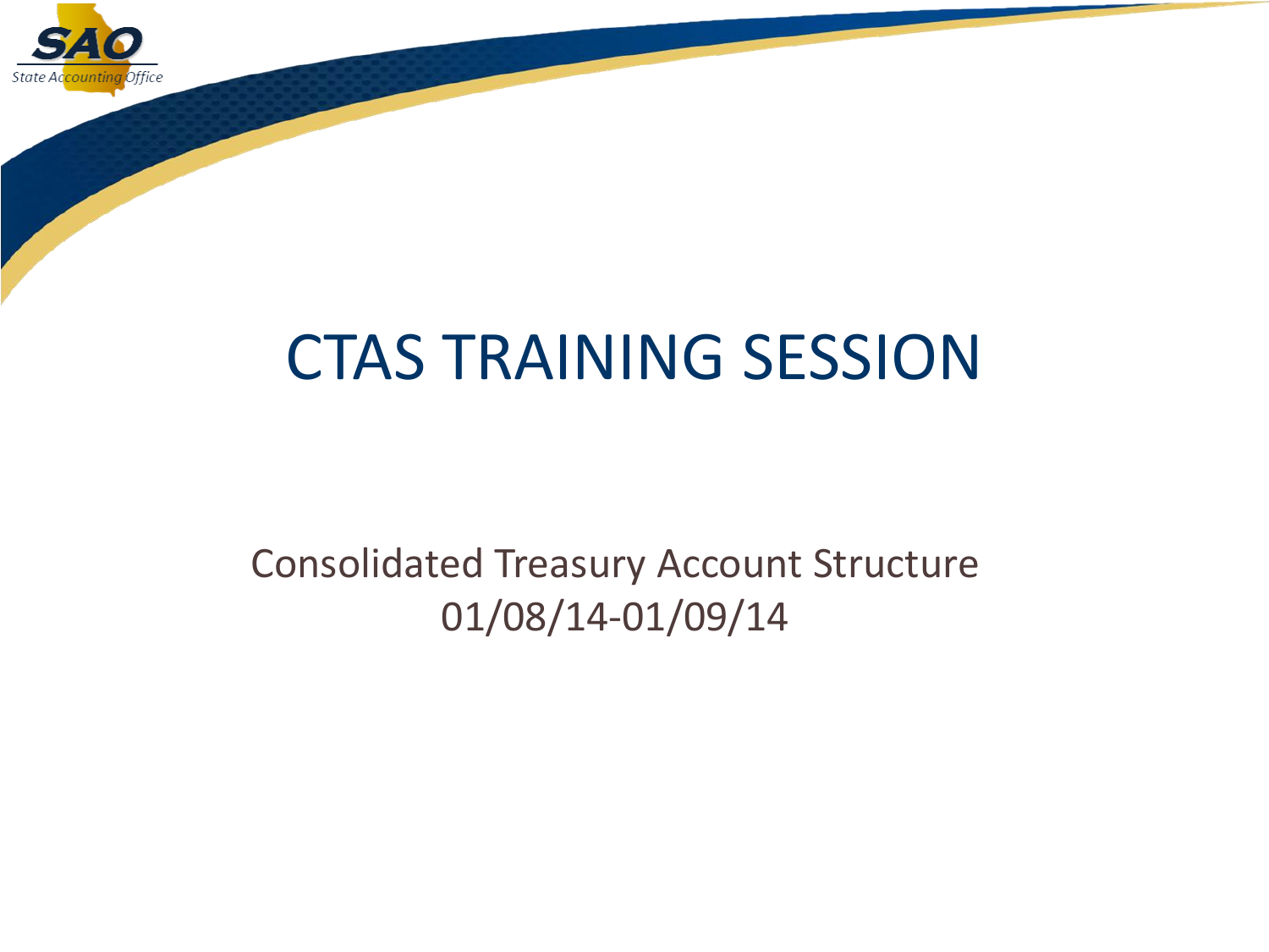# CTAS TRAINING SESSION

Consolidated Treasury Account Structure
01/08/14-01/09/14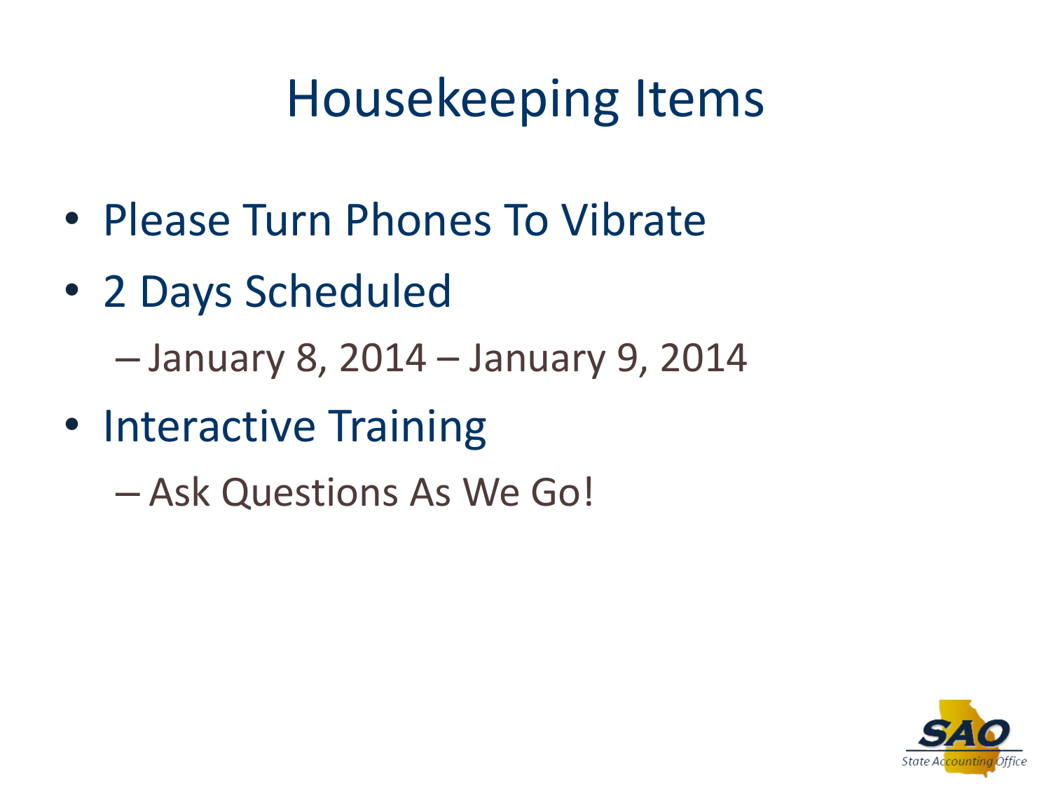# Housekeeping Items

- Please Turn Phones To Vibrate
- 2 Days Scheduled
  - January 8, 2014 – January 9, 2014
- Interactive Training
  - Ask Questions As We Go!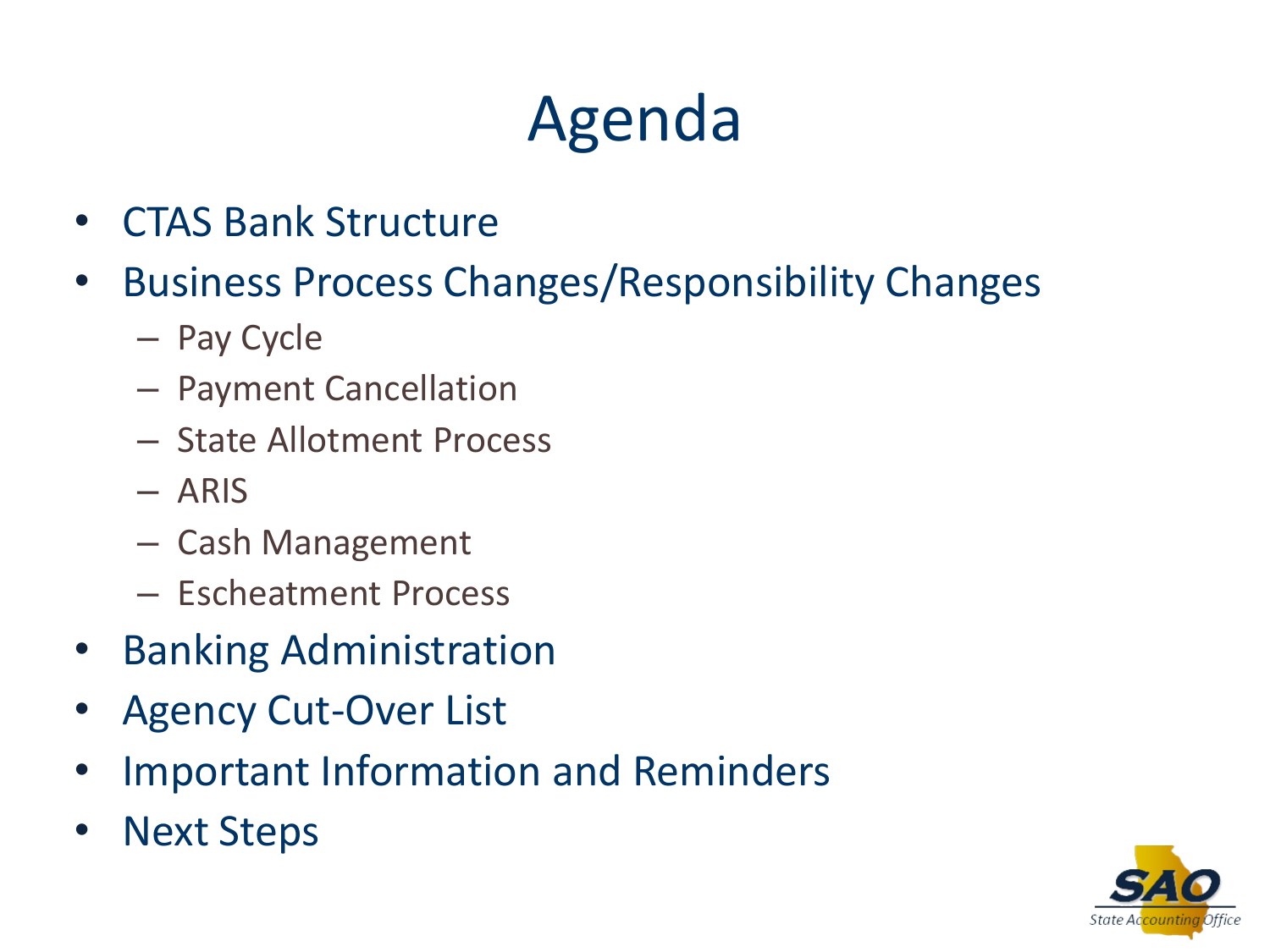# Agenda

- CTAS Bank Structure
- Business Process Changes/Responsibility Changes
  - Pay Cycle
  - Payment Cancellation
  - State Allotment Process
  - ARIS
  - Cash Management
  - Escheatment Process
- Banking Administration
- Agency Cut-Over List
- Important Information and Reminders
- Next Steps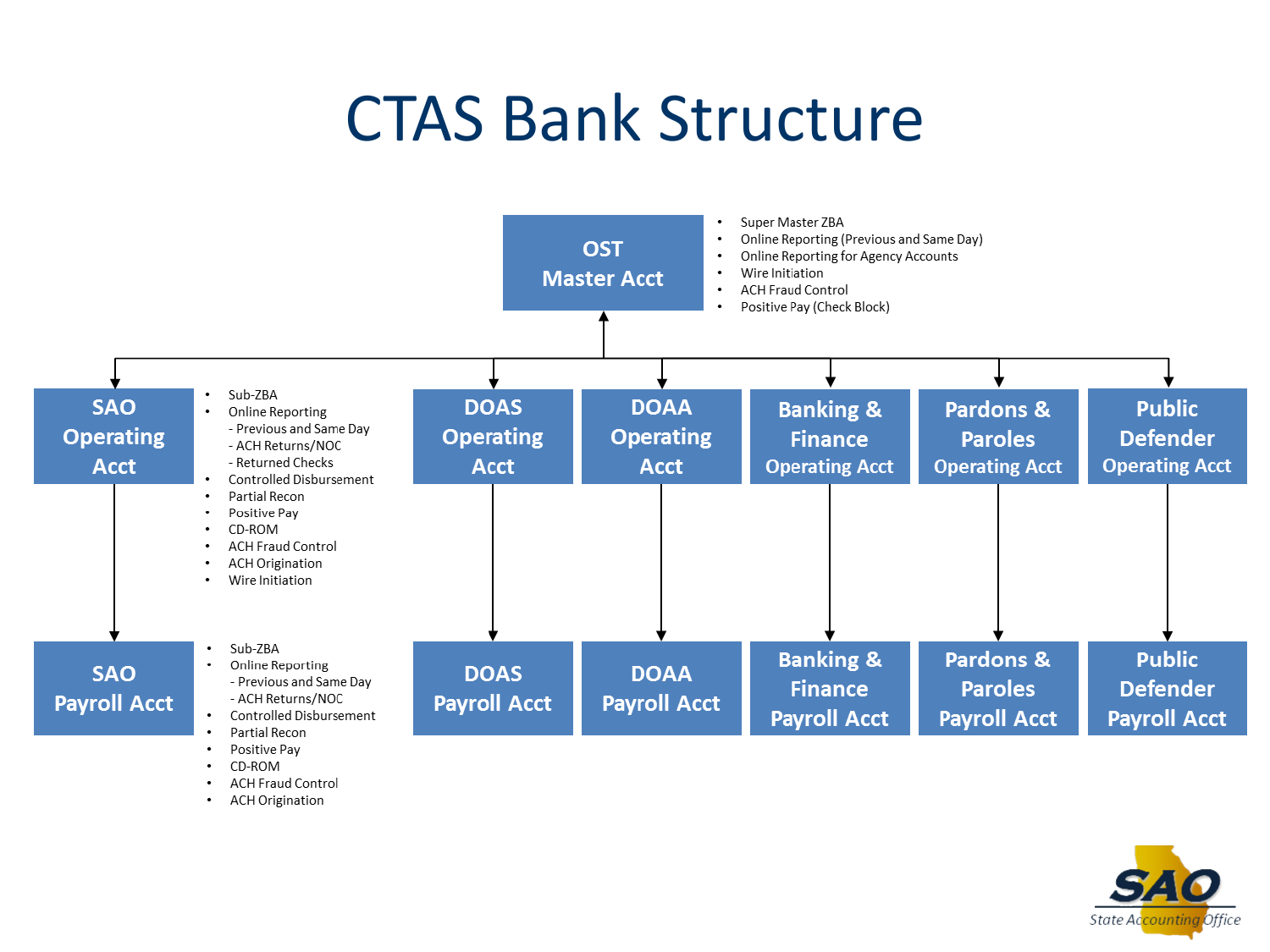# CTAS Bank Structure

**OST Master Acct**

- Super Master ZBA
- Online Reporting (Previous and Same Day)
- Online Reporting for Agency Accounts
- Wire Initiation
- ACH Fraud Control
- Positive Pay (Check Block)

**SAO Operating Acct**

- Sub-ZBA
- Online Reporting
  - Previous and Same Day
  - ACH Returns/NOC
  - Returned Checks
- Controlled Disbursement
- Partial Recon
- Positive Pay
- CD-ROM
- ACH Fraud Control
- ACH Origination
- Wire Initiation

**SAO Payroll Acct**

- Sub-ZBA
- Online Reporting
  - Previous and Same Day
  - ACH Returns/NOC
- Controlled Disbursement
- Partial Recon
- Positive Pay
- CD-ROM
- ACH Fraud Control
- ACH Origination

**DOAS Operating Acct** → **DOAS Payroll Acct**

**DOAA Operating Acct** → **DOAA Payroll Acct**

**Banking & Finance Operating Acct** → **Banking & Finance Payroll Acct**

**Pardons & Paroles Operating Acct** → **Pardons & Paroles Payroll Acct**

**Public Defender Operating Acct** → **Public Defender Payroll Acct**

SAO State Accounting Office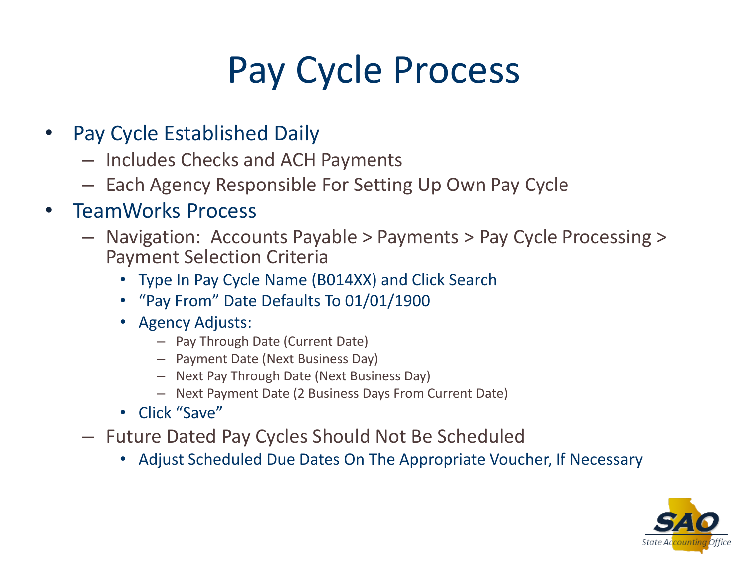# Pay Cycle Process

- Pay Cycle Established Daily
  - Includes Checks and ACH Payments
  - Each Agency Responsible For Setting Up Own Pay Cycle
- TeamWorks Process
  - Navigation: Accounts Payable > Payments > Pay Cycle Processing > Payment Selection Criteria
    - Type In Pay Cycle Name (B014XX) and Click Search
    - "Pay From" Date Defaults To 01/01/1900
    - Agency Adjusts:
      - Pay Through Date (Current Date)
      - Payment Date (Next Business Day)
      - Next Pay Through Date (Next Business Day)
      - Next Payment Date (2 Business Days From Current Date)
    - Click "Save"
  - Future Dated Pay Cycles Should Not Be Scheduled
    - Adjust Scheduled Due Dates On The Appropriate Voucher, If Necessary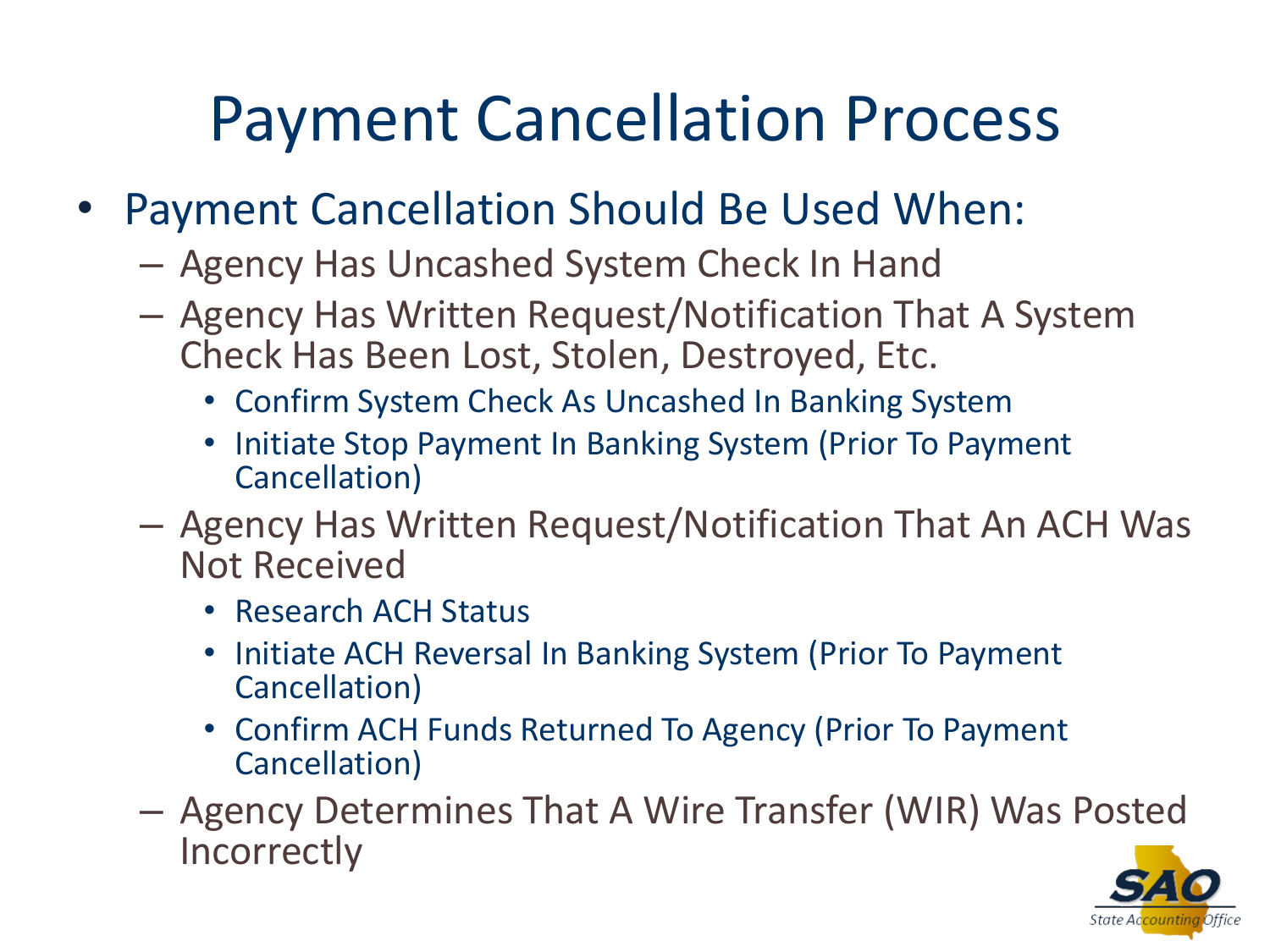# Payment Cancellation Process

- Payment Cancellation Should Be Used When:
  - Agency Has Uncashed System Check In Hand
  - Agency Has Written Request/Notification That A System Check Has Been Lost, Stolen, Destroyed, Etc.
    - Confirm System Check As Uncashed In Banking System
    - Initiate Stop Payment In Banking System (Prior To Payment Cancellation)
  - Agency Has Written Request/Notification That An ACH Was Not Received
    - Research ACH Status
    - Initiate ACH Reversal In Banking System (Prior To Payment Cancellation)
    - Confirm ACH Funds Returned To Agency (Prior To Payment Cancellation)
  - Agency Determines That A Wire Transfer (WIR) Was Posted Incorrectly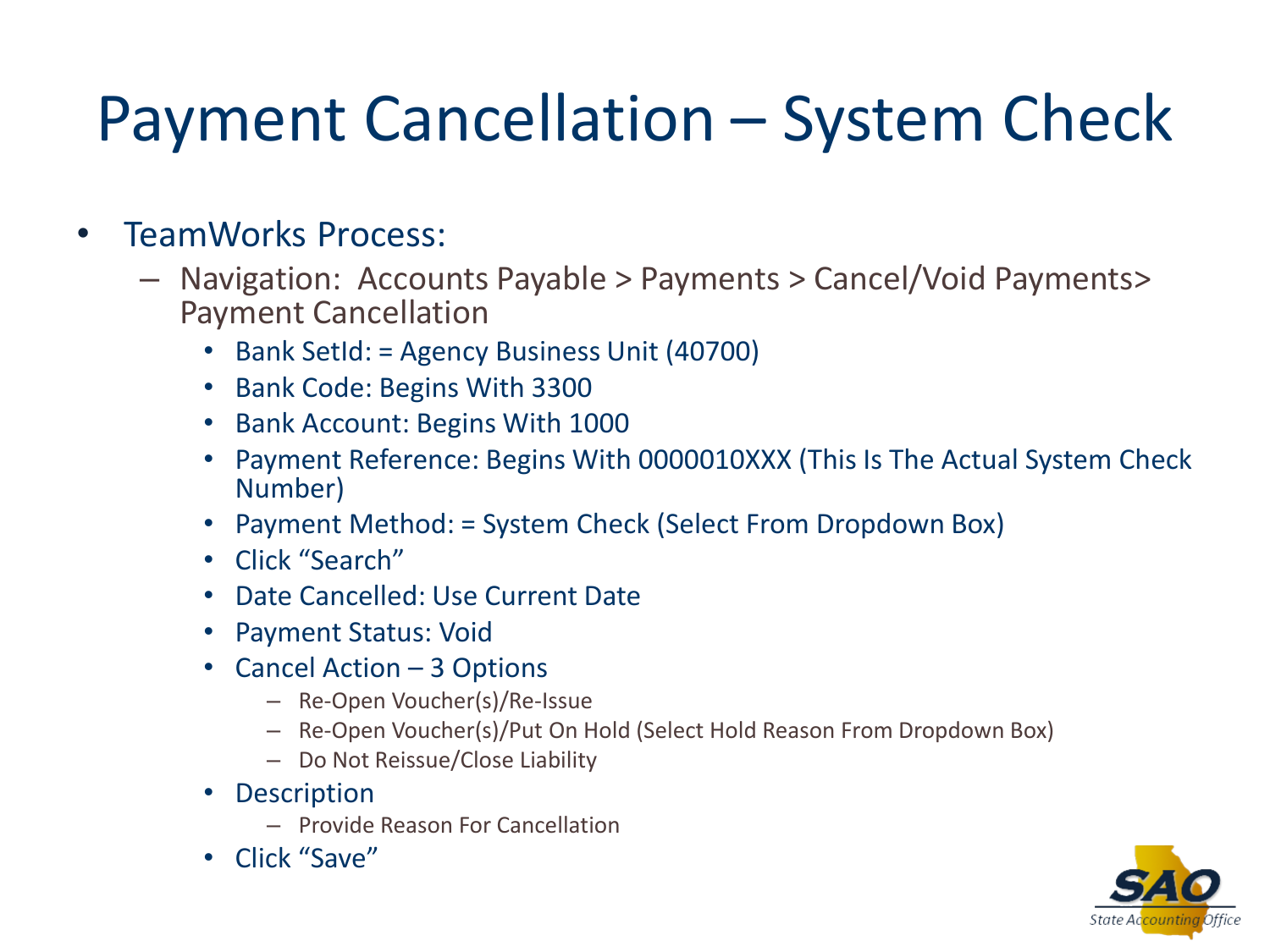# Payment Cancellation – System Check

- TeamWorks Process:
  - Navigation: Accounts Payable > Payments > Cancel/Void Payments> Payment Cancellation
    - Bank SetId: = Agency Business Unit (40700)
    - Bank Code: Begins With 3300
    - Bank Account: Begins With 1000
    - Payment Reference: Begins With 0000010XXX (This Is The Actual System Check Number)
    - Payment Method: = System Check (Select From Dropdown Box)
    - Click "Search"
    - Date Cancelled: Use Current Date
    - Payment Status: Void
    - Cancel Action – 3 Options
      - Re-Open Voucher(s)/Re-Issue
      - Re-Open Voucher(s)/Put On Hold (Select Hold Reason From Dropdown Box)
      - Do Not Reissue/Close Liability
    - Description
      - Provide Reason For Cancellation
    - Click "Save"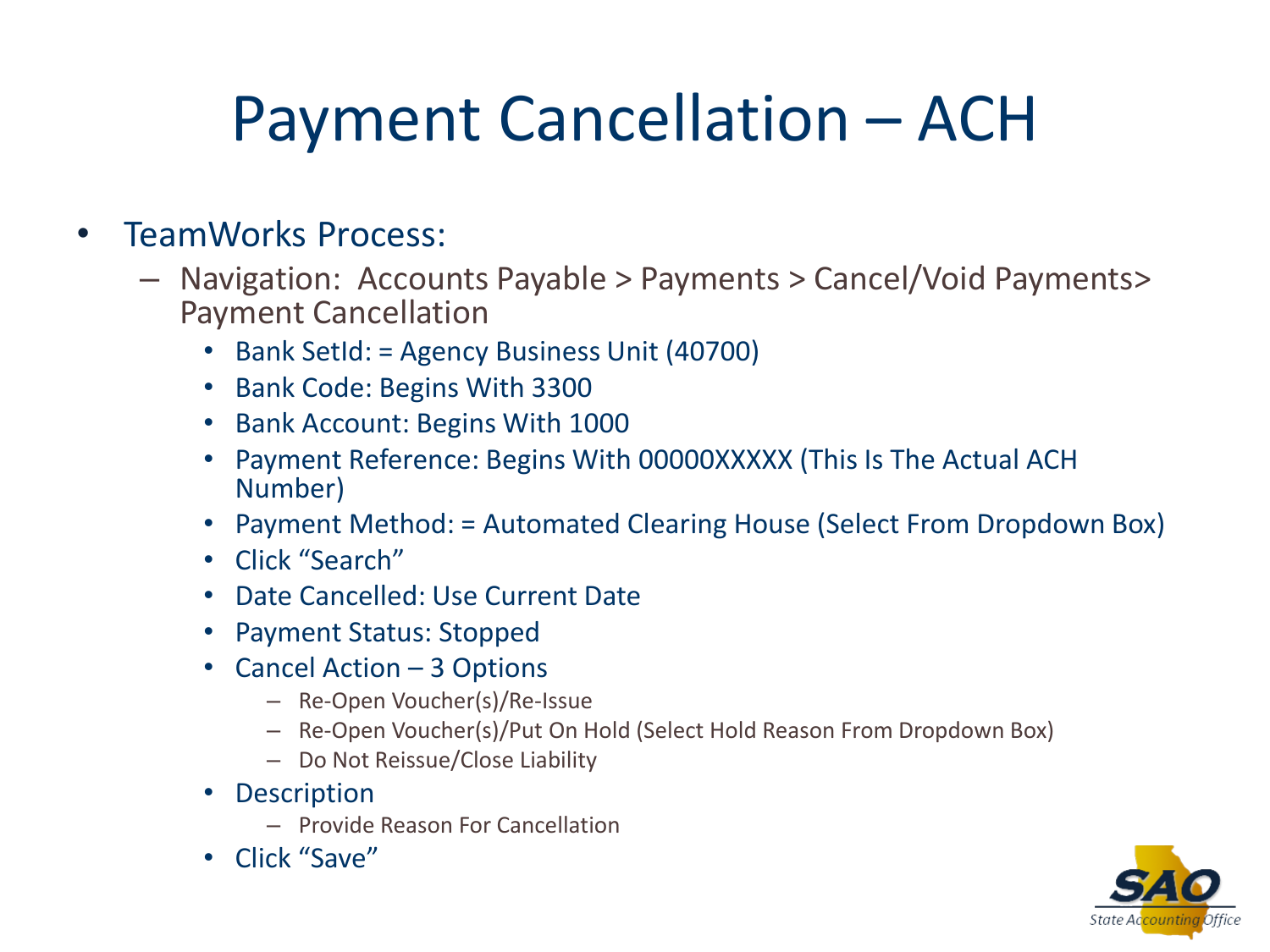# Payment Cancellation – ACH

- TeamWorks Process:
  - Navigation: Accounts Payable > Payments > Cancel/Void Payments> Payment Cancellation
    - Bank SetId: = Agency Business Unit (40700)
    - Bank Code: Begins With 3300
    - Bank Account: Begins With 1000
    - Payment Reference: Begins With 00000XXXXX (This Is The Actual ACH Number)
    - Payment Method: = Automated Clearing House (Select From Dropdown Box)
    - Click "Search"
    - Date Cancelled: Use Current Date
    - Payment Status: Stopped
    - Cancel Action – 3 Options
      - Re-Open Voucher(s)/Re-Issue
      - Re-Open Voucher(s)/Put On Hold (Select Hold Reason From Dropdown Box)
      - Do Not Reissue/Close Liability
    - Description
      - Provide Reason For Cancellation
    - Click "Save"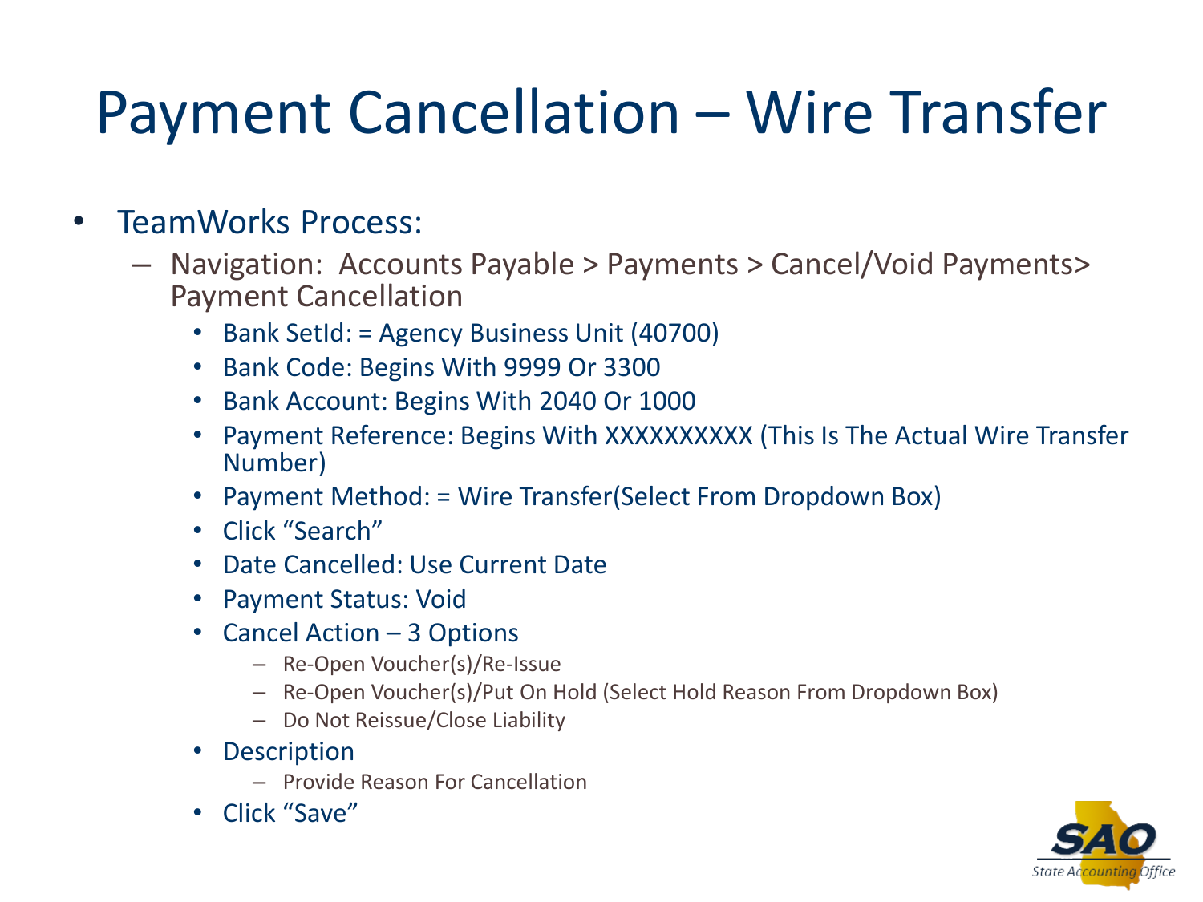# Payment Cancellation – Wire Transfer

- TeamWorks Process:
  - Navigation: Accounts Payable > Payments > Cancel/Void Payments> Payment Cancellation
    - Bank SetId: = Agency Business Unit (40700)
    - Bank Code: Begins With 9999 Or 3300
    - Bank Account: Begins With 2040 Or 1000
    - Payment Reference: Begins With XXXXXXXXXX (This Is The Actual Wire Transfer Number)
    - Payment Method: = Wire Transfer(Select From Dropdown Box)
    - Click "Search"
    - Date Cancelled: Use Current Date
    - Payment Status: Void
    - Cancel Action – 3 Options
      - Re-Open Voucher(s)/Re-Issue
      - Re-Open Voucher(s)/Put On Hold (Select Hold Reason From Dropdown Box)
      - Do Not Reissue/Close Liability
    - Description
      - Provide Reason For Cancellation
    - Click "Save"

SAO State Accounting Office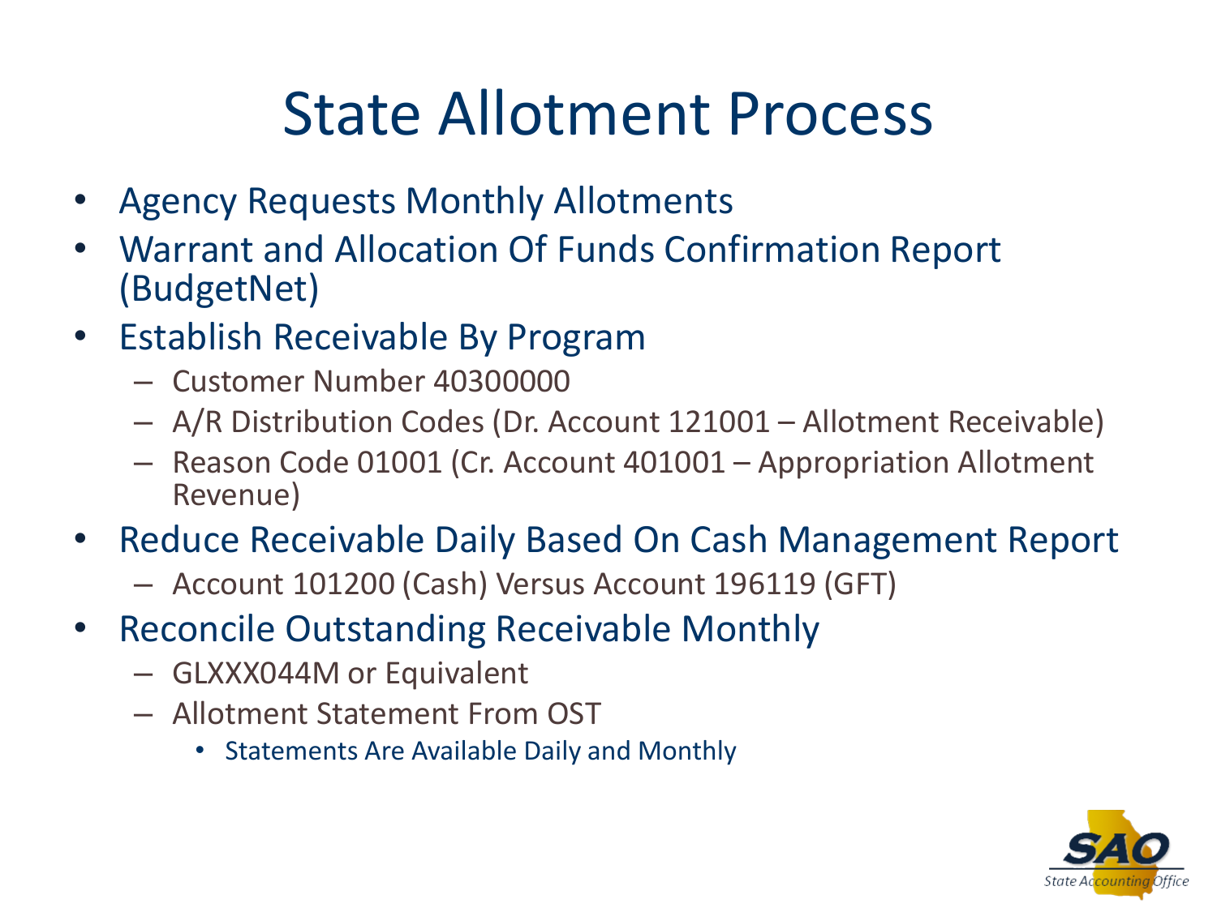# State Allotment Process

- Agency Requests Monthly Allotments
- Warrant and Allocation Of Funds Confirmation Report (BudgetNet)
- Establish Receivable By Program
  - Customer Number 40300000
  - A/R Distribution Codes (Dr. Account 121001 – Allotment Receivable)
  - Reason Code 01001 (Cr. Account 401001 – Appropriation Allotment Revenue)
- Reduce Receivable Daily Based On Cash Management Report
  - Account 101200 (Cash) Versus Account 196119 (GFT)
- Reconcile Outstanding Receivable Monthly
  - GLXXX044M or Equivalent
  - Allotment Statement From OST
    - Statements Are Available Daily and Monthly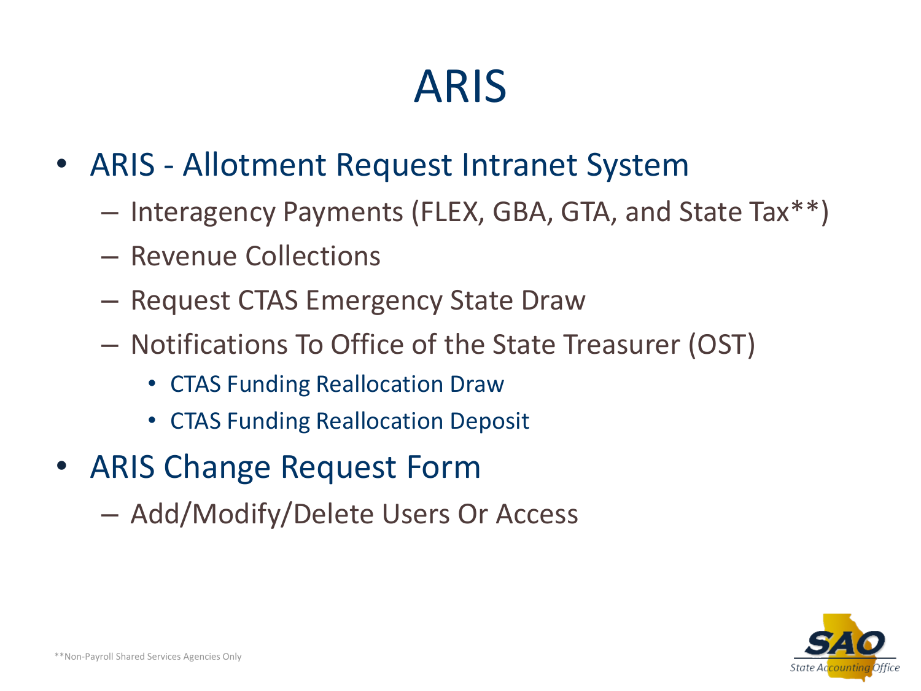# ARIS

- ARIS - Allotment Request Intranet System
  - Interagency Payments (FLEX, GBA, GTA, and State Tax**)
  - Revenue Collections
  - Request CTAS Emergency State Draw
  - Notifications To Office of the State Treasurer (OST)
    - CTAS Funding Reallocation Draw
    - CTAS Funding Reallocation Deposit
- ARIS Change Request Form
  - Add/Modify/Delete Users Or Access

**Non-Payroll Shared Services Agencies Only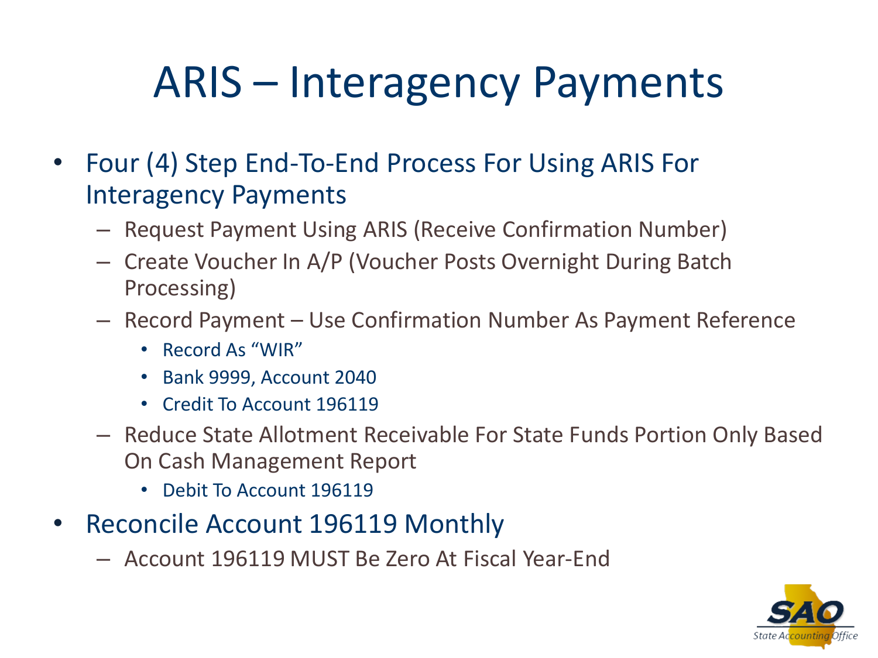# ARIS – Interagency Payments

- Four (4) Step End-To-End Process For Using ARIS For Interagency Payments
  - Request Payment Using ARIS (Receive Confirmation Number)
  - Create Voucher In A/P (Voucher Posts Overnight During Batch Processing)
  - Record Payment – Use Confirmation Number As Payment Reference
    - Record As "WIR"
    - Bank 9999, Account 2040
    - Credit To Account 196119
  - Reduce State Allotment Receivable For State Funds Portion Only Based On Cash Management Report
    - Debit To Account 196119
- Reconcile Account 196119 Monthly
  - Account 196119 MUST Be Zero At Fiscal Year-End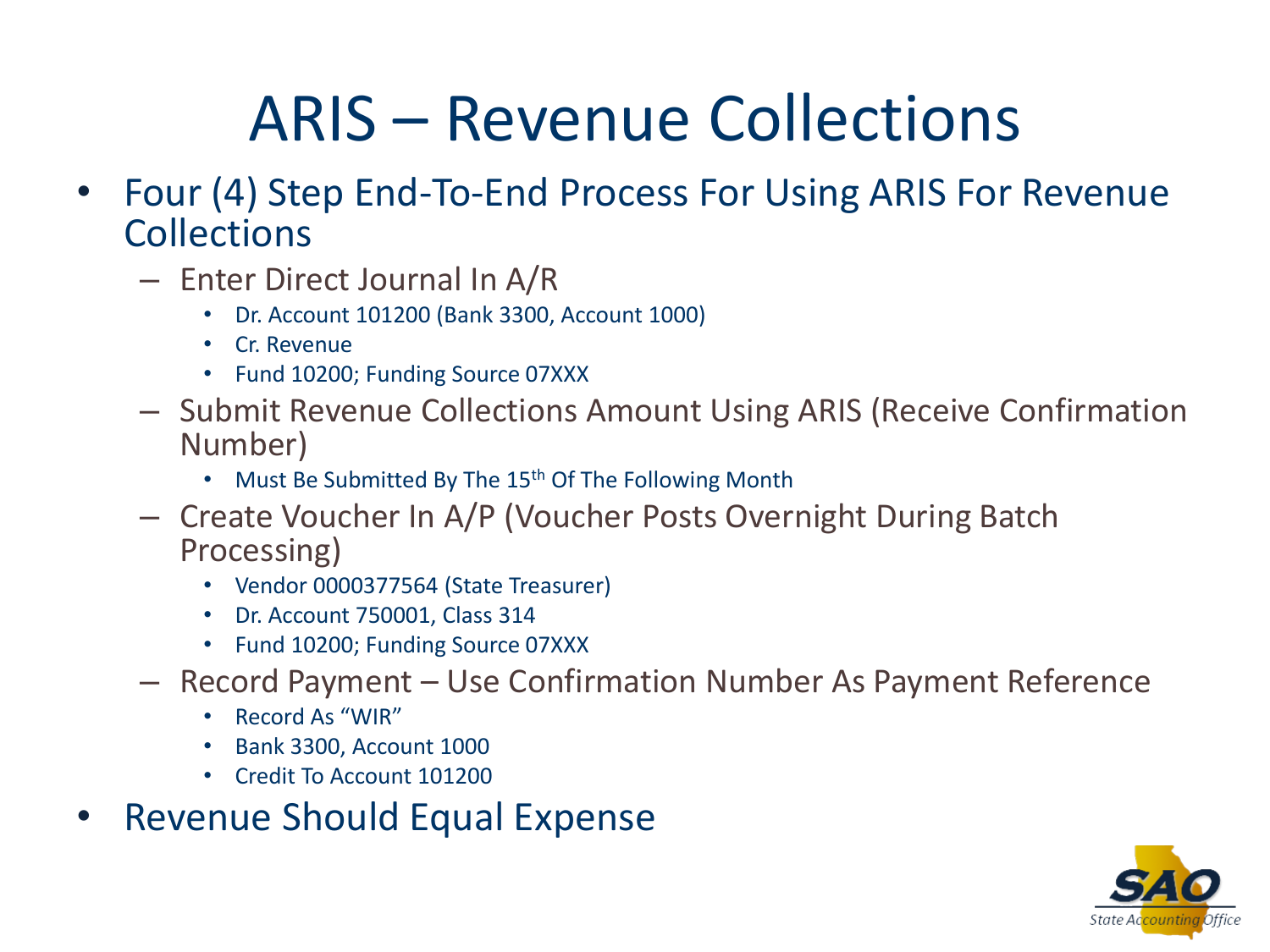# ARIS – Revenue Collections

- Four (4) Step End-To-End Process For Using ARIS For Revenue Collections
  - Enter Direct Journal In A/R
    - Dr. Account 101200 (Bank 3300, Account 1000)
    - Cr. Revenue
    - Fund 10200; Funding Source 07XXX
  - Submit Revenue Collections Amount Using ARIS (Receive Confirmation Number)
    - Must Be Submitted By The 15th Of The Following Month
  - Create Voucher In A/P (Voucher Posts Overnight During Batch Processing)
    - Vendor 0000377564 (State Treasurer)
    - Dr. Account 750001, Class 314
    - Fund 10200; Funding Source 07XXX
  - Record Payment – Use Confirmation Number As Payment Reference
    - Record As "WIR"
    - Bank 3300, Account 1000
    - Credit To Account 101200
- Revenue Should Equal Expense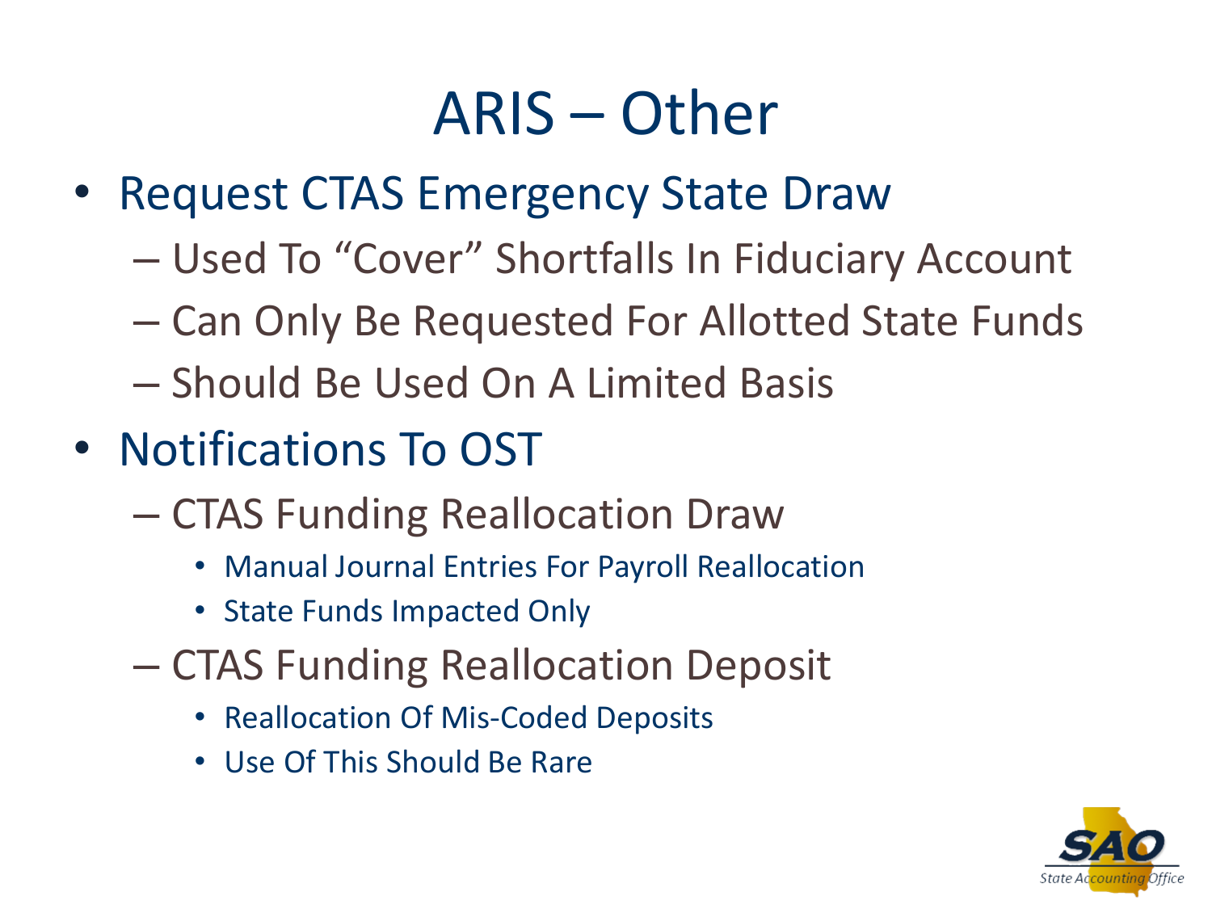# ARIS – Other

- Request CTAS Emergency State Draw
  - Used To "Cover" Shortfalls In Fiduciary Account
  - Can Only Be Requested For Allotted State Funds
  - Should Be Used On A Limited Basis
- Notifications To OST
  - CTAS Funding Reallocation Draw
    - Manual Journal Entries For Payroll Reallocation
    - State Funds Impacted Only
  - CTAS Funding Reallocation Deposit
    - Reallocation Of Mis-Coded Deposits
    - Use Of This Should Be Rare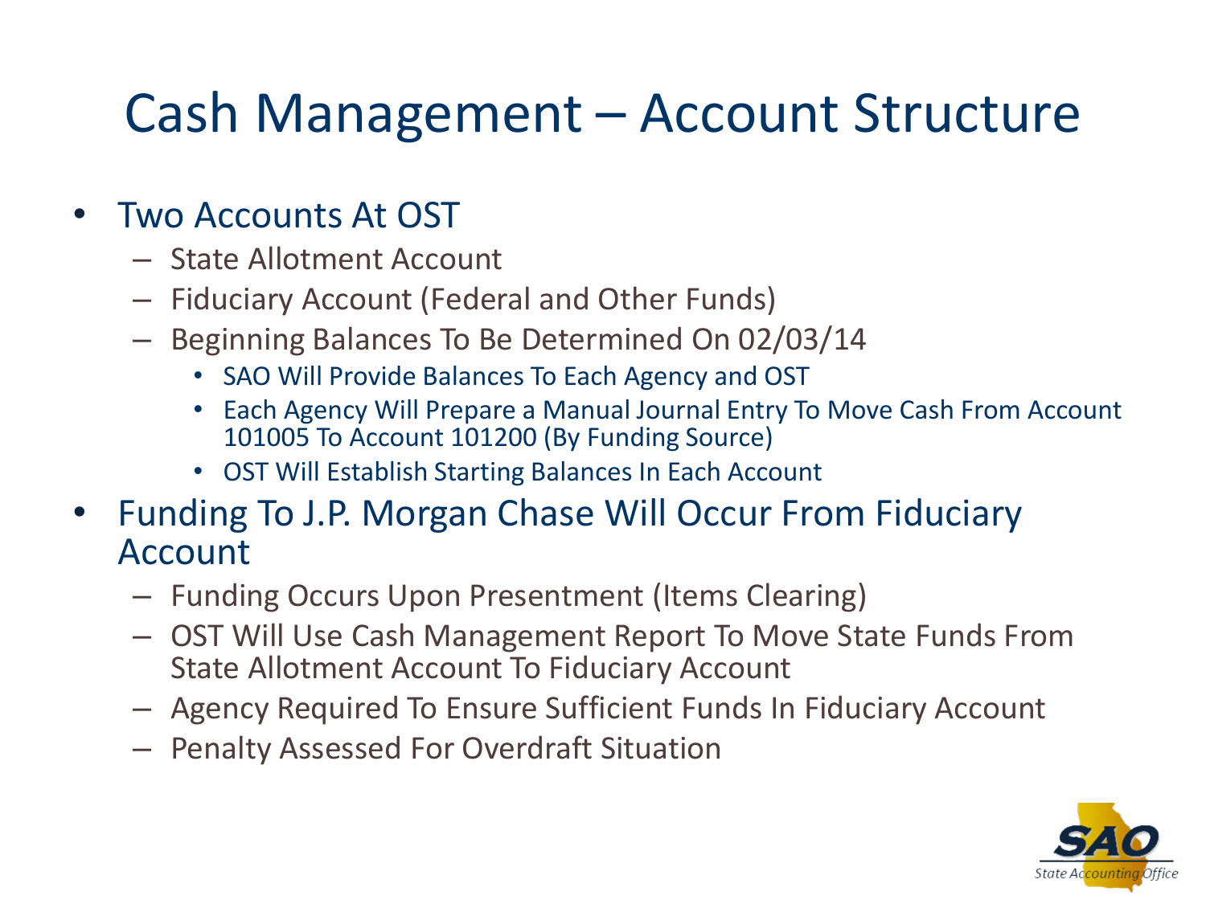# Cash Management – Account Structure

- Two Accounts At OST
  - State Allotment Account
  - Fiduciary Account (Federal and Other Funds)
  - Beginning Balances To Be Determined On 02/03/14
    - SAO Will Provide Balances To Each Agency and OST
    - Each Agency Will Prepare a Manual Journal Entry To Move Cash From Account 101005 To Account 101200 (By Funding Source)
    - OST Will Establish Starting Balances In Each Account
- Funding To J.P. Morgan Chase Will Occur From Fiduciary Account
  - Funding Occurs Upon Presentment (Items Clearing)
  - OST Will Use Cash Management Report To Move State Funds From State Allotment Account To Fiduciary Account
  - Agency Required To Ensure Sufficient Funds In Fiduciary Account
  - Penalty Assessed For Overdraft Situation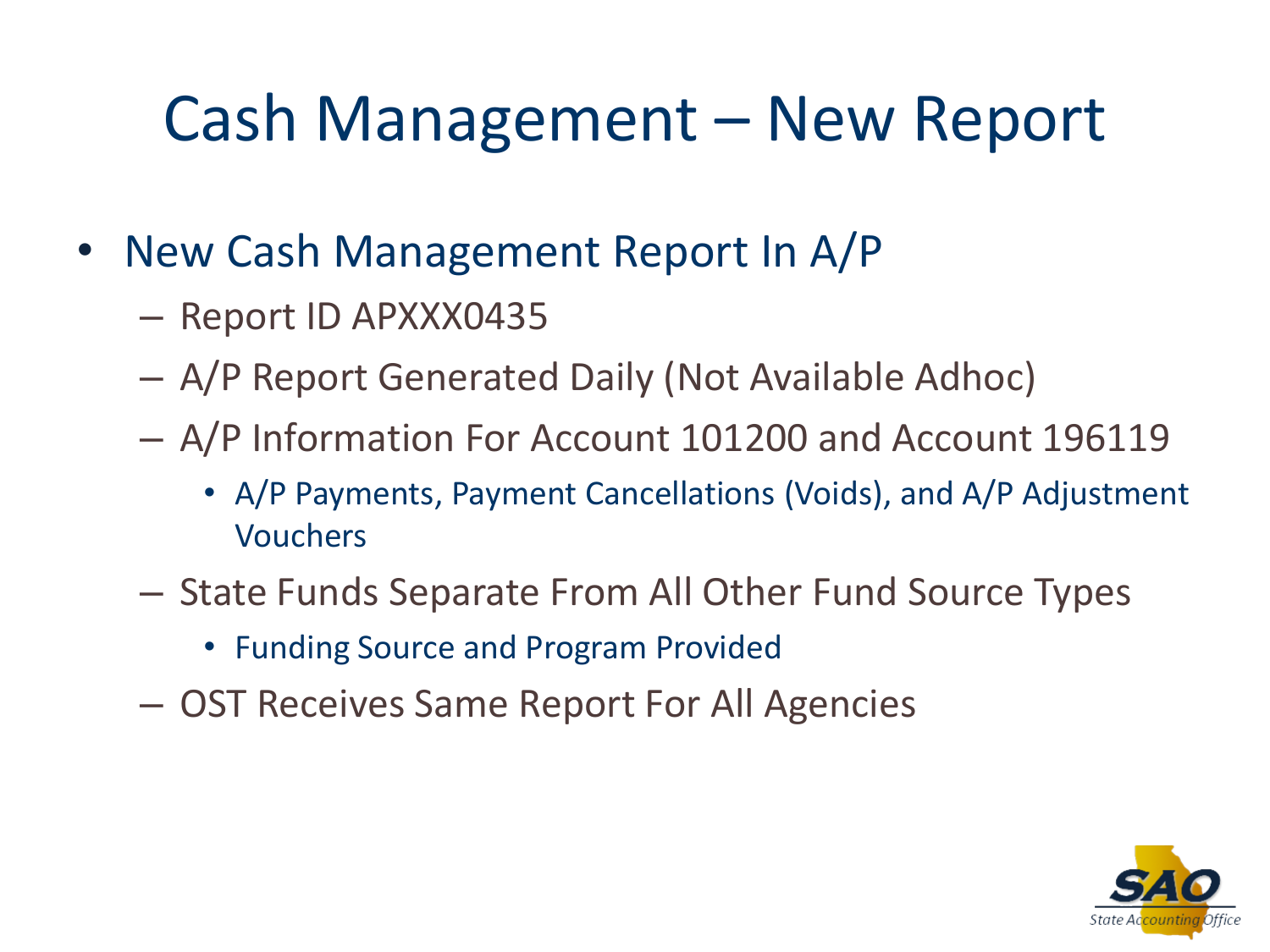# Cash Management – New Report

- New Cash Management Report In A/P
  - Report ID APXXX0435
  - A/P Report Generated Daily (Not Available Adhoc)
  - A/P Information For Account 101200 and Account 196119
    - A/P Payments, Payment Cancellations (Voids), and A/P Adjustment Vouchers
  - State Funds Separate From All Other Fund Source Types
    - Funding Source and Program Provided
  - OST Receives Same Report For All Agencies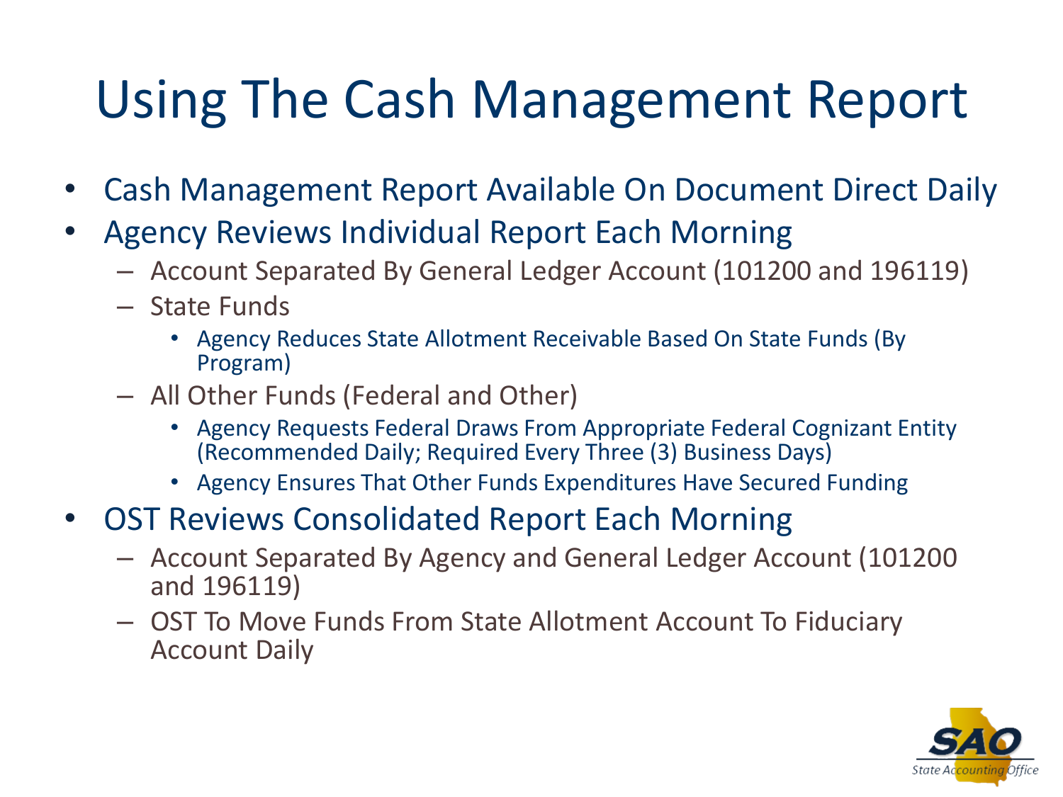# Using The Cash Management Report

- Cash Management Report Available On Document Direct Daily
- Agency Reviews Individual Report Each Morning
  - Account Separated By General Ledger Account (101200 and 196119)
  - State Funds
    - Agency Reduces State Allotment Receivable Based On State Funds (By Program)
  - All Other Funds (Federal and Other)
    - Agency Requests Federal Draws From Appropriate Federal Cognizant Entity (Recommended Daily; Required Every Three (3) Business Days)
    - Agency Ensures That Other Funds Expenditures Have Secured Funding
- OST Reviews Consolidated Report Each Morning
  - Account Separated By Agency and General Ledger Account (101200 and 196119)
  - OST To Move Funds From State Allotment Account To Fiduciary Account Daily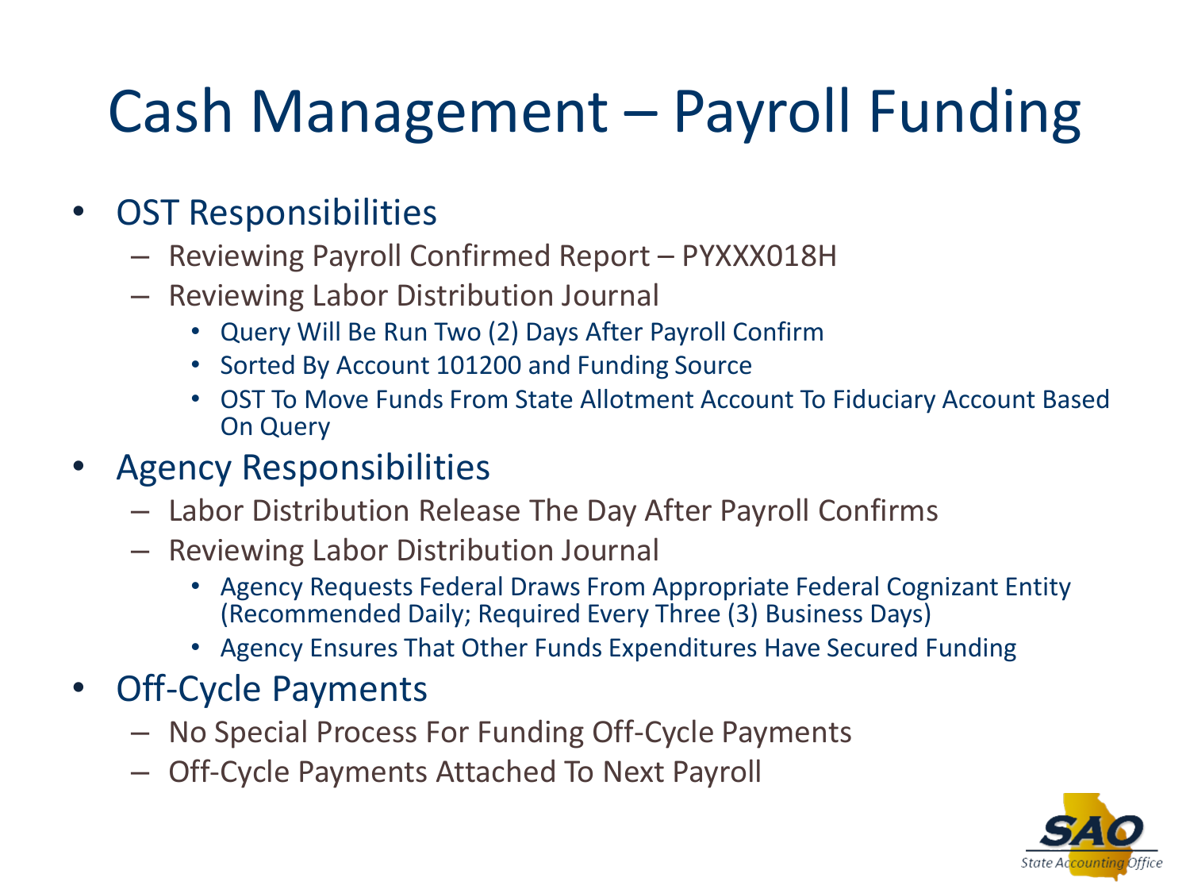# Cash Management – Payroll Funding

- OST Responsibilities
  - Reviewing Payroll Confirmed Report – PYXXX018H
  - Reviewing Labor Distribution Journal
    - Query Will Be Run Two (2) Days After Payroll Confirm
    - Sorted By Account 101200 and Funding Source
    - OST To Move Funds From State Allotment Account To Fiduciary Account Based On Query
- Agency Responsibilities
  - Labor Distribution Release The Day After Payroll Confirms
  - Reviewing Labor Distribution Journal
    - Agency Requests Federal Draws From Appropriate Federal Cognizant Entity (Recommended Daily; Required Every Three (3) Business Days)
    - Agency Ensures That Other Funds Expenditures Have Secured Funding
- Off-Cycle Payments
  - No Special Process For Funding Off-Cycle Payments
  - Off-Cycle Payments Attached To Next Payroll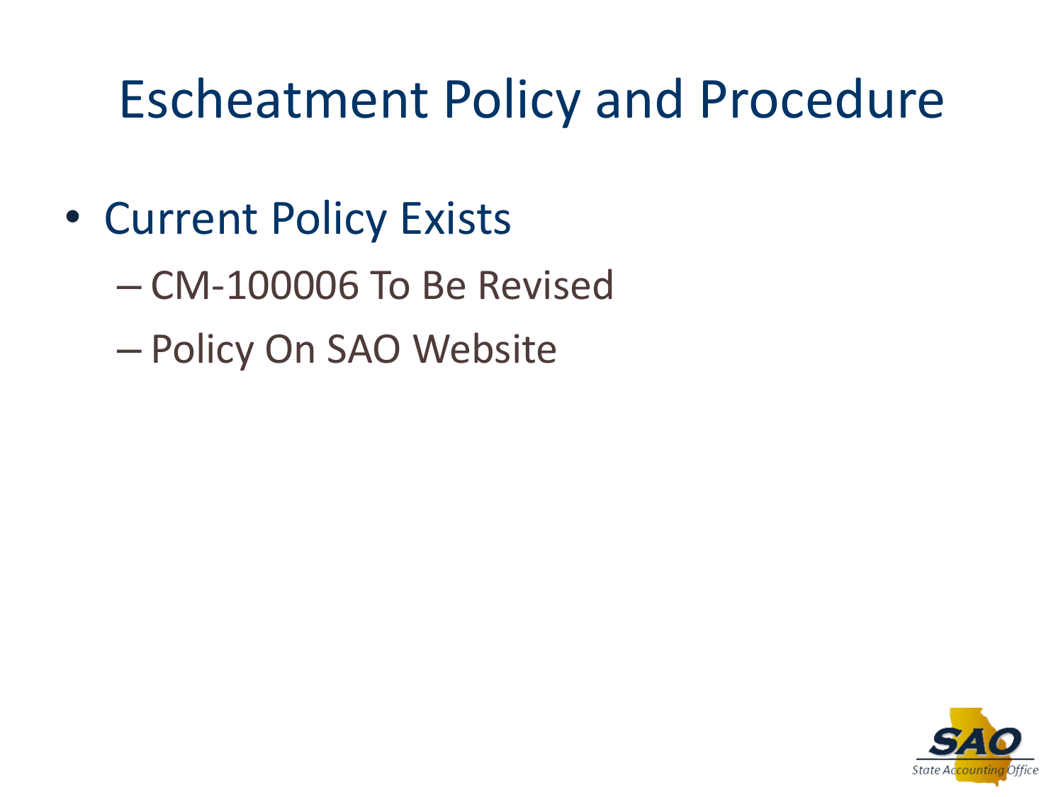# Escheatment Policy and Procedure

- Current Policy Exists
  - CM-100006 To Be Revised
  - Policy On SAO Website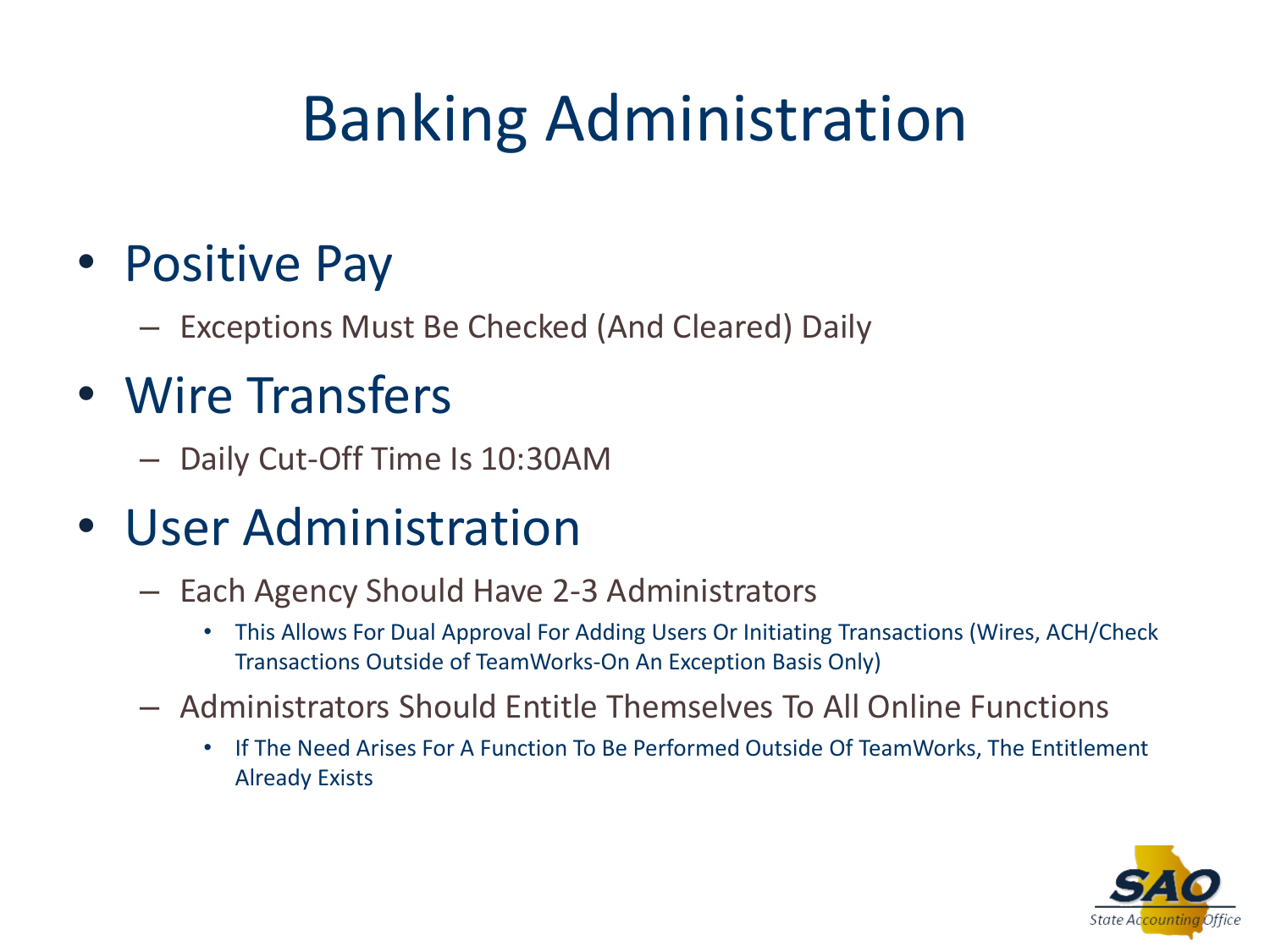# Banking Administration

- Positive Pay
  - Exceptions Must Be Checked (And Cleared) Daily
- Wire Transfers
  - Daily Cut-Off Time Is 10:30AM
- User Administration
  - Each Agency Should Have 2-3 Administrators
    - This Allows For Dual Approval For Adding Users Or Initiating Transactions (Wires, ACH/Check Transactions Outside of TeamWorks-On An Exception Basis Only)
  - Administrators Should Entitle Themselves To All Online Functions
    - If The Need Arises For A Function To Be Performed Outside Of TeamWorks, The Entitlement Already Exists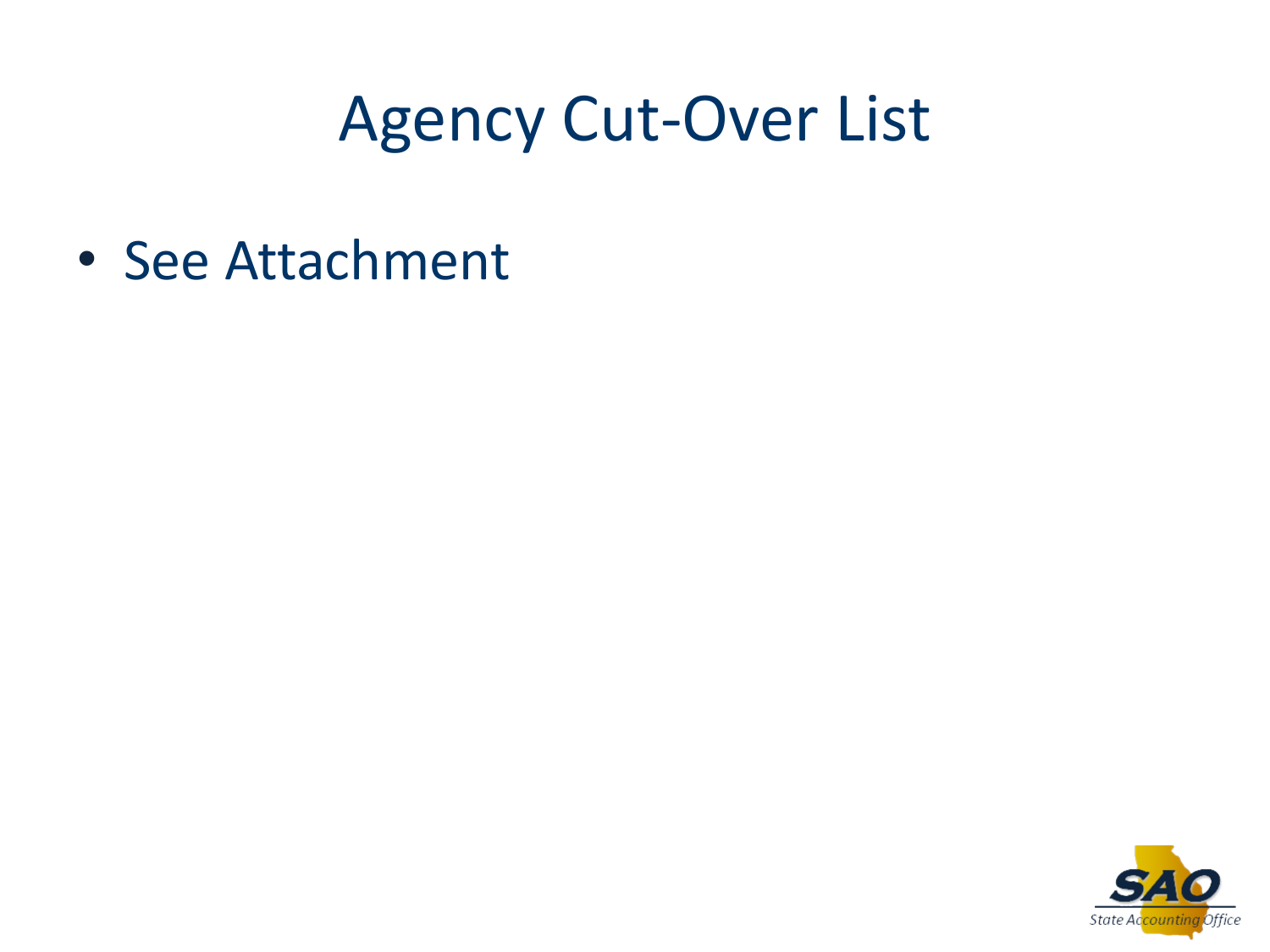# Agency Cut-Over List

- See Attachment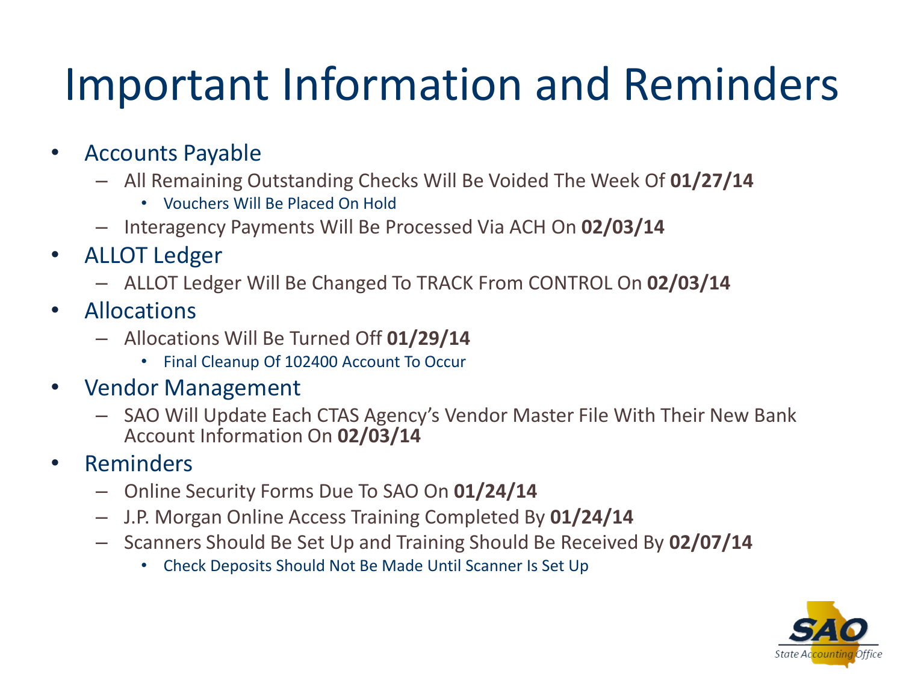# Important Information and Reminders

- Accounts Payable
  - All Remaining Outstanding Checks Will Be Voided The Week Of **01/27/14**
    - Vouchers Will Be Placed On Hold
  - Interagency Payments Will Be Processed Via ACH On **02/03/14**
- ALLOT Ledger
  - ALLOT Ledger Will Be Changed To TRACK From CONTROL On **02/03/14**
- Allocations
  - Allocations Will Be Turned Off **01/29/14**
    - Final Cleanup Of 102400 Account To Occur
- Vendor Management
  - SAO Will Update Each CTAS Agency's Vendor Master File With Their New Bank Account Information On **02/03/14**
- Reminders
  - Online Security Forms Due To SAO On **01/24/14**
  - J.P. Morgan Online Access Training Completed By **01/24/14**
  - Scanners Should Be Set Up and Training Should Be Received By **02/07/14**
    - Check Deposits Should Not Be Made Until Scanner Is Set Up

SAO State Accounting Office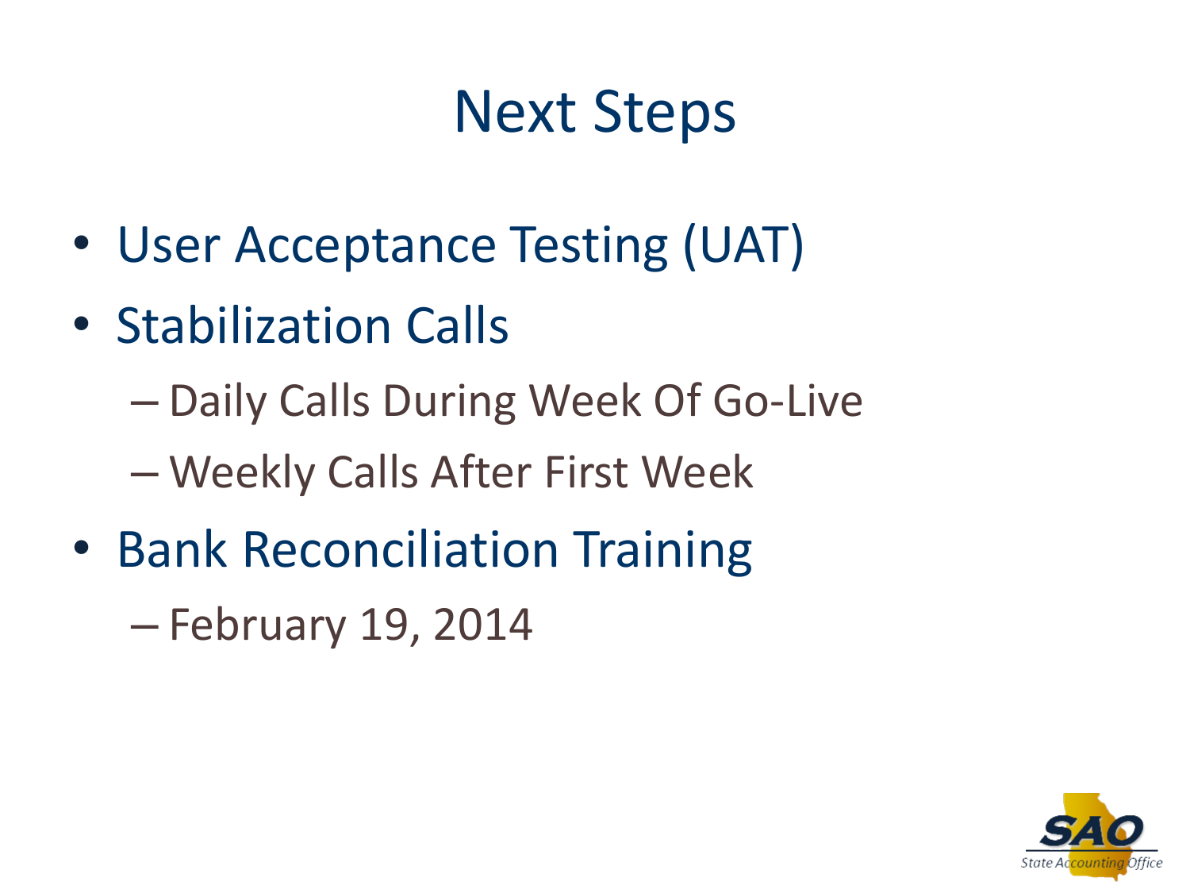# Next Steps

- User Acceptance Testing (UAT)
- Stabilization Calls
  - Daily Calls During Week Of Go-Live
  - Weekly Calls After First Week
- Bank Reconciliation Training
  - February 19, 2014